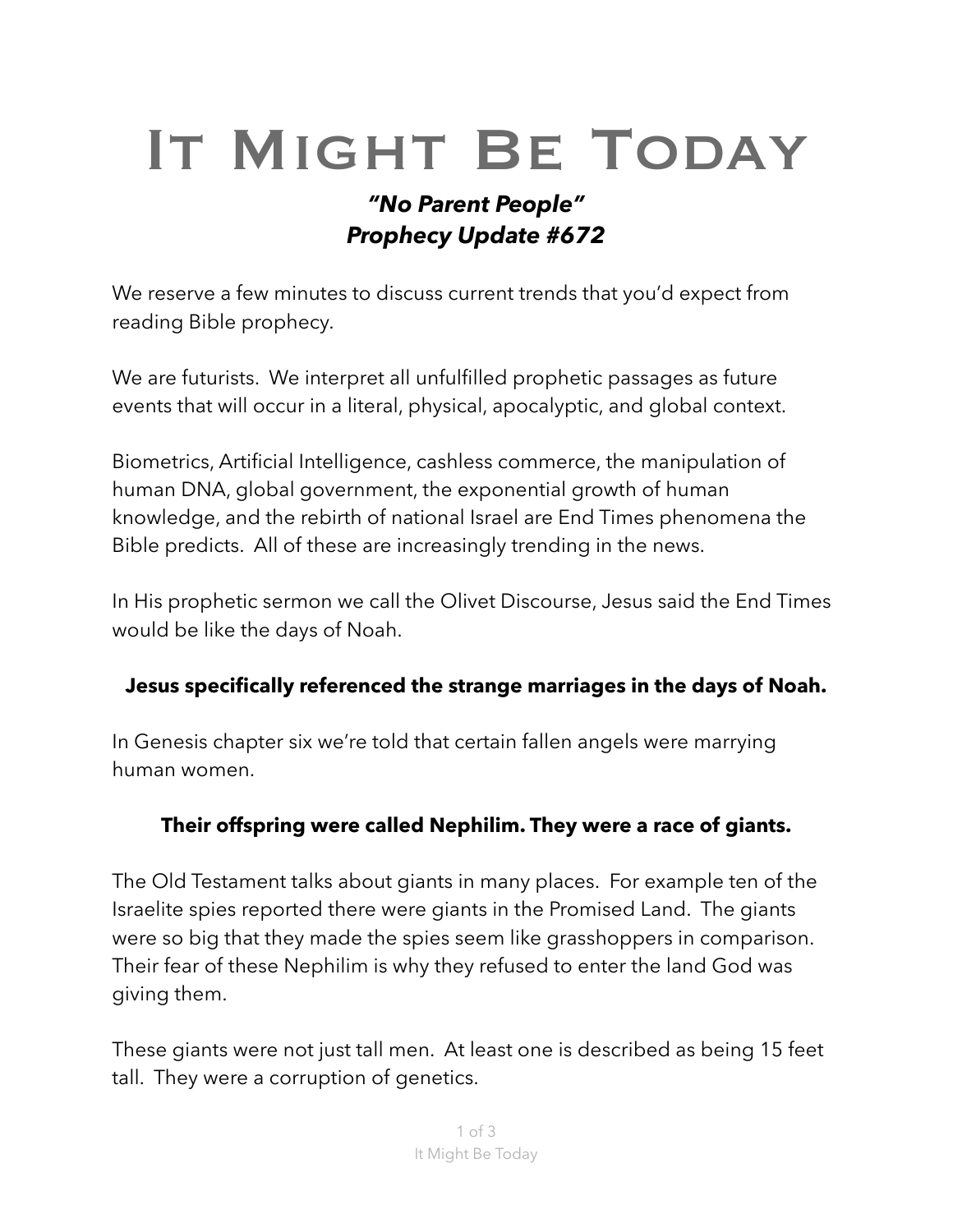# It Might Be Today

## *"No Parent People"*
## *Prophecy Update #672*

We reserve a few minutes to discuss current trends that you'd expect from reading Bible prophecy.

We are futurists. We interpret all unfulfilled prophetic passages as future events that will occur in a literal, physical, apocalyptic, and global context.

Biometrics, Artificial Intelligence, cashless commerce, the manipulation of human DNA, global government, the exponential growth of human knowledge, and the rebirth of national Israel are End Times phenomena the Bible predicts. All of these are increasingly trending in the news.

In His prophetic sermon we call the Olivet Discourse, Jesus said the End Times would be like the days of Noah.

**Jesus specifically referenced the strange marriages in the days of Noah.**

In Genesis chapter six we're told that certain fallen angels were marrying human women.

**Their offspring were called Nephilim. They were a race of giants.**

The Old Testament talks about giants in many places. For example ten of the Israelite spies reported there were giants in the Promised Land. The giants were so big that they made the spies seem like grasshoppers in comparison. Their fear of these Nephilim is why they refused to enter the land God was giving them.

These giants were not just tall men. At least one is described as being 15 feet tall. They were a corruption of genetics.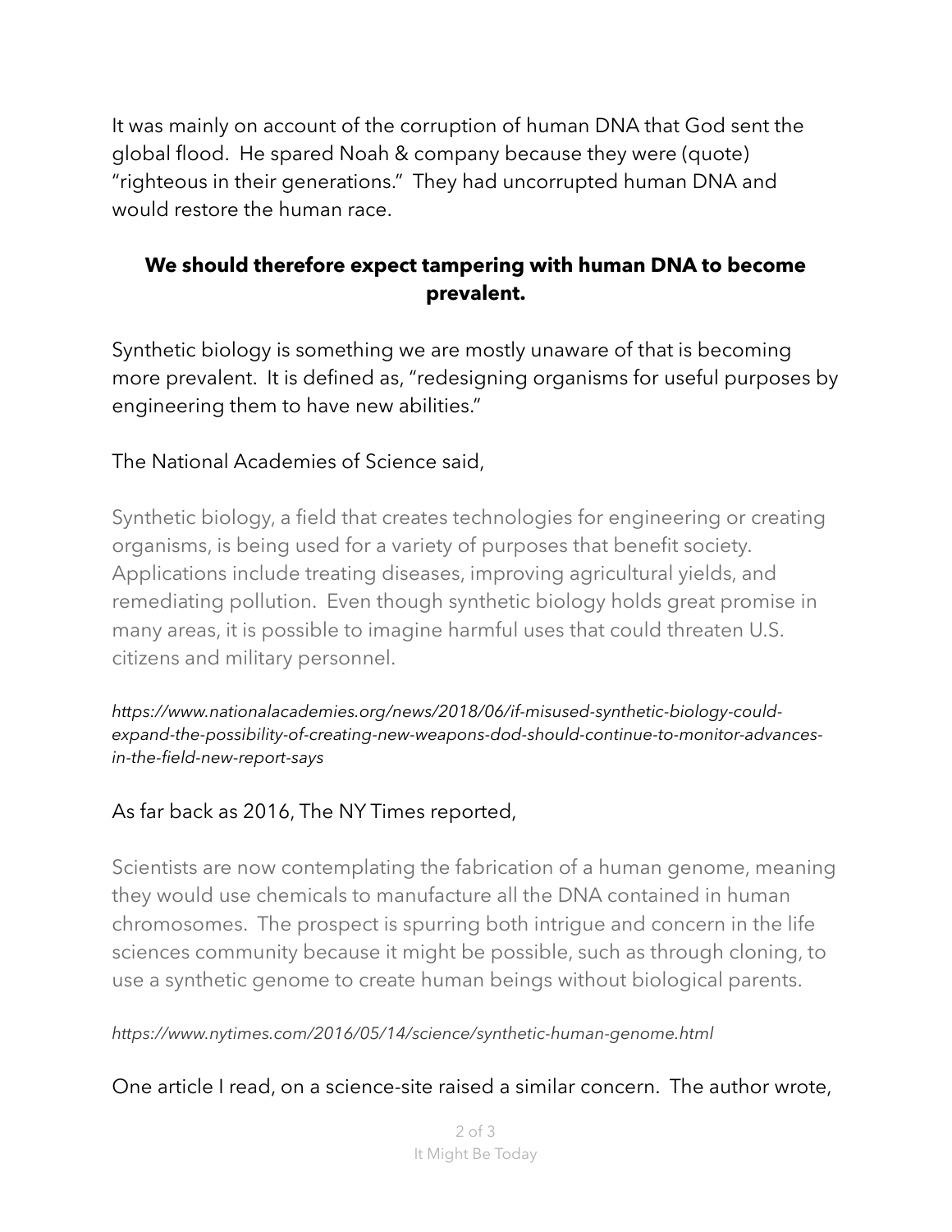It was mainly on account of the corruption of human DNA that God sent the global flood. He spared Noah & company because they were (quote) "righteous in their generations." They had uncorrupted human DNA and would restore the human race.

**We should therefore expect tampering with human DNA to become prevalent.**

Synthetic biology is something we are mostly unaware of that is becoming more prevalent. It is defined as, "redesigning organisms for useful purposes by engineering them to have new abilities."

The National Academies of Science said,

> Synthetic biology, a field that creates technologies for engineering or creating organisms, is being used for a variety of purposes that benefit society. Applications include treating diseases, improving agricultural yields, and remediating pollution. Even though synthetic biology holds great promise in many areas, it is possible to imagine harmful uses that could threaten U.S. citizens and military personnel.

*https://www.nationalacademies.org/news/2018/06/if-misused-synthetic-biology-could-expand-the-possibility-of-creating-new-weapons-dod-should-continue-to-monitor-advances-in-the-field-new-report-says*

As far back as 2016, The NY Times reported,

> Scientists are now contemplating the fabrication of a human genome, meaning they would use chemicals to manufacture all the DNA contained in human chromosomes. The prospect is spurring both intrigue and concern in the life sciences community because it might be possible, such as through cloning, to use a synthetic genome to create human beings without biological parents.

*https://www.nytimes.com/2016/05/14/science/synthetic-human-genome.html*

One article I read, on a science-site raised a similar concern. The author wrote,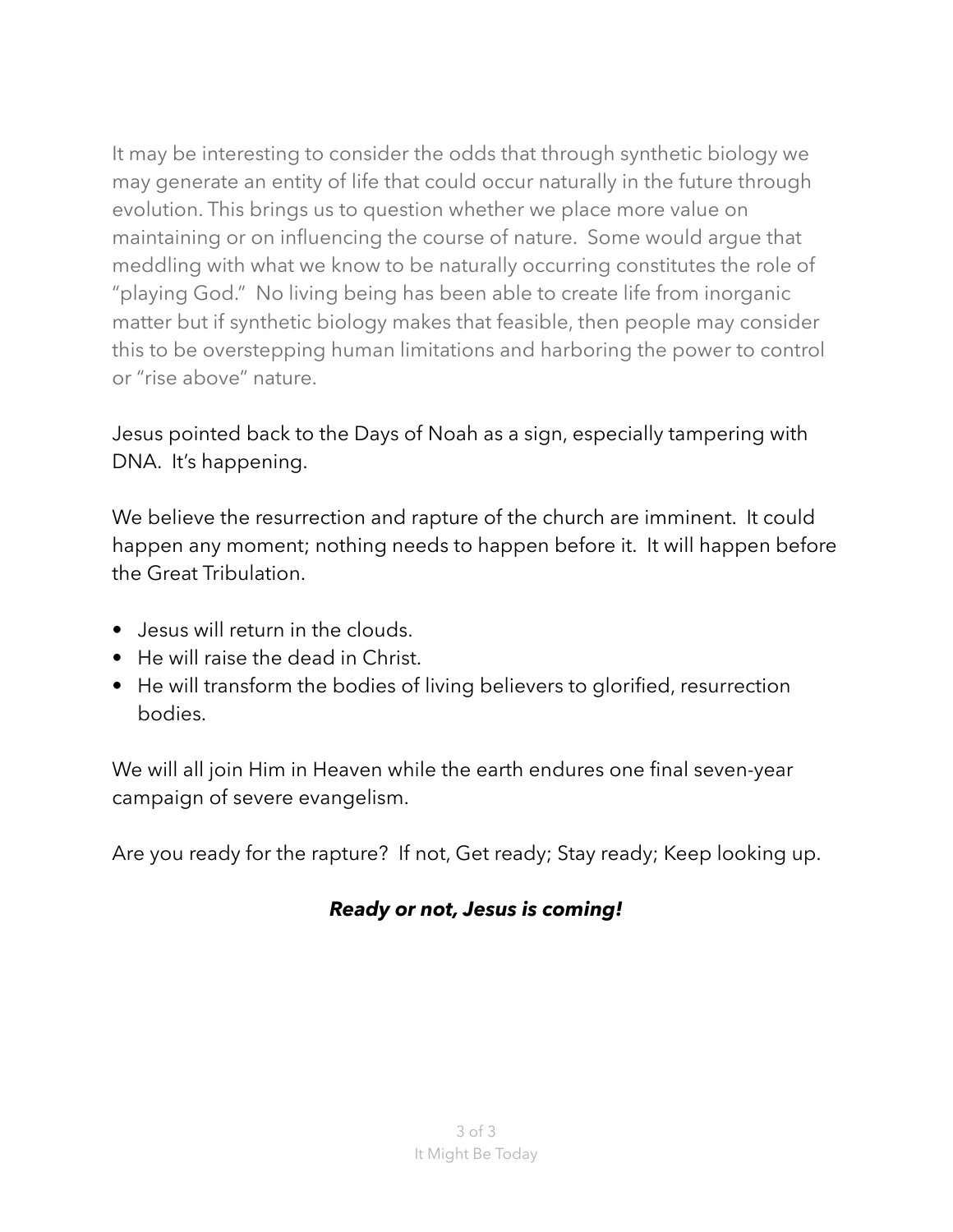It may be interesting to consider the odds that through synthetic biology we may generate an entity of life that could occur naturally in the future through evolution. This brings us to question whether we place more value on maintaining or on influencing the course of nature. Some would argue that meddling with what we know to be naturally occurring constitutes the role of "playing God." No living being has been able to create life from inorganic matter but if synthetic biology makes that feasible, then people may consider this to be overstepping human limitations and harboring the power to control or "rise above" nature.

Jesus pointed back to the Days of Noah as a sign, especially tampering with DNA. It's happening.

We believe the resurrection and rapture of the church are imminent. It could happen any moment; nothing needs to happen before it. It will happen before the Great Tribulation.

- Jesus will return in the clouds.
- He will raise the dead in Christ.
- He will transform the bodies of living believers to glorified, resurrection bodies.

We will all join Him in Heaven while the earth endures one final seven-year campaign of severe evangelism.

Are you ready for the rapture? If not, Get ready; Stay ready; Keep looking up.

***Ready or not, Jesus is coming!***